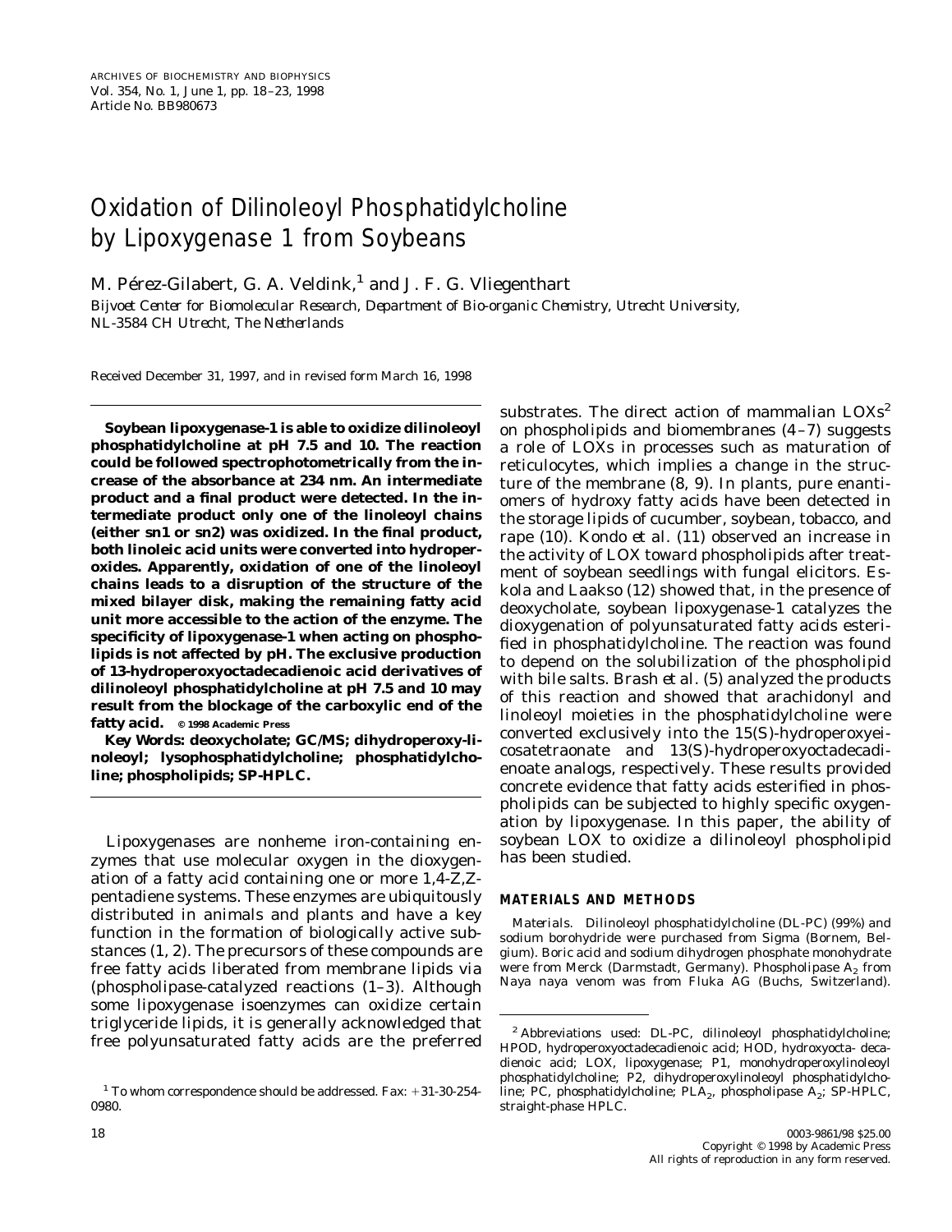# Oxidation of Dilinoleoyl Phosphatidylcholine by Lipoxygenase 1 from Soybeans

M. Pérez-Gilabert, G. A. Veldink,[1] and J. F. G. Vliegenthart

*Bijvoet Center for Biomolecular Research, Department of Bio-organic Chemistry, Utrecht University, NL-3584 CH Utrecht, The Netherlands*

Received December 31, 1997, and in revised form March 16, 1998

**Soybean lipoxygenase-1 is able to oxidize dilinoleoyl phosphatidylcholine at pH 7.5 and 10. The reaction could be followed spectrophotometrically from the increase of the absorbance at 234 nm. An intermediate product and a final product were detected. In the intermediate product only one of the linoleoyl chains (either sn1 or sn2) was oxidized. In the final product, both linoleic acid units were converted into hydroperoxides. Apparently, oxidation of one of the linoleoyl chains leads to a disruption of the structure of the mixed bilayer disk, making the remaining fatty acid unit more accessible to the action of the enzyme. The specificity of lipoxygenase-1 when acting on phospholipids is not affected by pH. The exclusive production of 13-hydroperoxyoctadecadienoic acid derivatives of dilinoleoyl phosphatidylcholine at pH 7.5 and 10 may result from the blockage of the carboxylic end of the fatty acid.** © 1998 Academic Press

**Key Words: deoxycholate; GC/MS; dihydroperoxy-linoleoyl; lysophosphatidylcholine; phosphatidylcholine; phospholipids; SP-HPLC.**

Lipoxygenases are nonheme iron-containing enzymes that use molecular oxygen in the dioxygenation of a fatty acid containing one or more 1,4-*Z*,*Z*-pentadiene systems. These enzymes are ubiquitously distributed in animals and plants and have a key function in the formation of biologically active substances (1, 2). The precursors of these compounds are free fatty acids liberated from membrane lipids via (phospholipase-catalyzed reactions (1–3). Although some lipoxygenase isoenzymes can oxidize certain triglyceride lipids, it is generally acknowledged that free polyunsaturated fatty acids are the preferred substrates. The direct action of mammalian LOXs[2] on phospholipids and biomembranes (4–7) suggests a role of LOXs in processes such as maturation of reticulocytes, which implies a change in the structure of the membrane (8, 9). In plants, pure enantiomers of hydroxy fatty acids have been detected in the storage lipids of cucumber, soybean, tobacco, and rape (10). Kondo *et al.* (11) observed an increase in the activity of LOX toward phospholipids after treatment of soybean seedlings with fungal elicitors. Eskola and Laakso (12) showed that, in the presence of deoxycholate, soybean lipoxygenase-1 catalyzes the dioxygenation of polyunsaturated fatty acids esterified in phosphatidylcholine. The reaction was found to depend on the solubilization of the phospholipid with bile salts. Brash *et al.* (5) analyzed the products of this reaction and showed that arachidonyl and linoleoyl moieties in the phosphatidylcholine were converted exclusively into the 15(*S*)-hydroperoxyeicosatetraonate and 13(*S*)-hydroperoxyoctadecadienoate analogs, respectively. These results provided concrete evidence that fatty acids esterified in phospholipids can be subjected to highly specific oxygenation by lipoxygenase. In this paper, the ability of soybean LOX to oxidize a dilinoleoyl phospholipid has been studied.

## MATERIALS AND METHODS

*Materials.* Dilinoleoyl phosphatidylcholine (DL-PC) (99%) and sodium borohydride were purchased from Sigma (Bornem, Belgium). Boric acid and sodium dihydrogen phosphate monohydrate were from Merck (Darmstadt, Germany). Phospholipase $A_2$ from Naya naya venom was from Fluka AG (Buchs, Switzerland).

[1] To whom correspondence should be addressed. Fax: +31-30-254-0980.

[2] Abbreviations used: DL-PC, dilinoleoyl phosphatidylcholine; HPOD, hydroperoxyoctadecadienoic acid; HOD, hydroxyocta- decadienoic acid; LOX, lipoxygenase; P1, monohydroperoxylinoleoyl phosphatidylcholine; P2, dihydroperoxylinoleoyl phosphatidylcholine; PC, phosphatidylcholine; $PLA_2$, phospholipase $A_2$; SP-HPLC, straight-phase HPLC.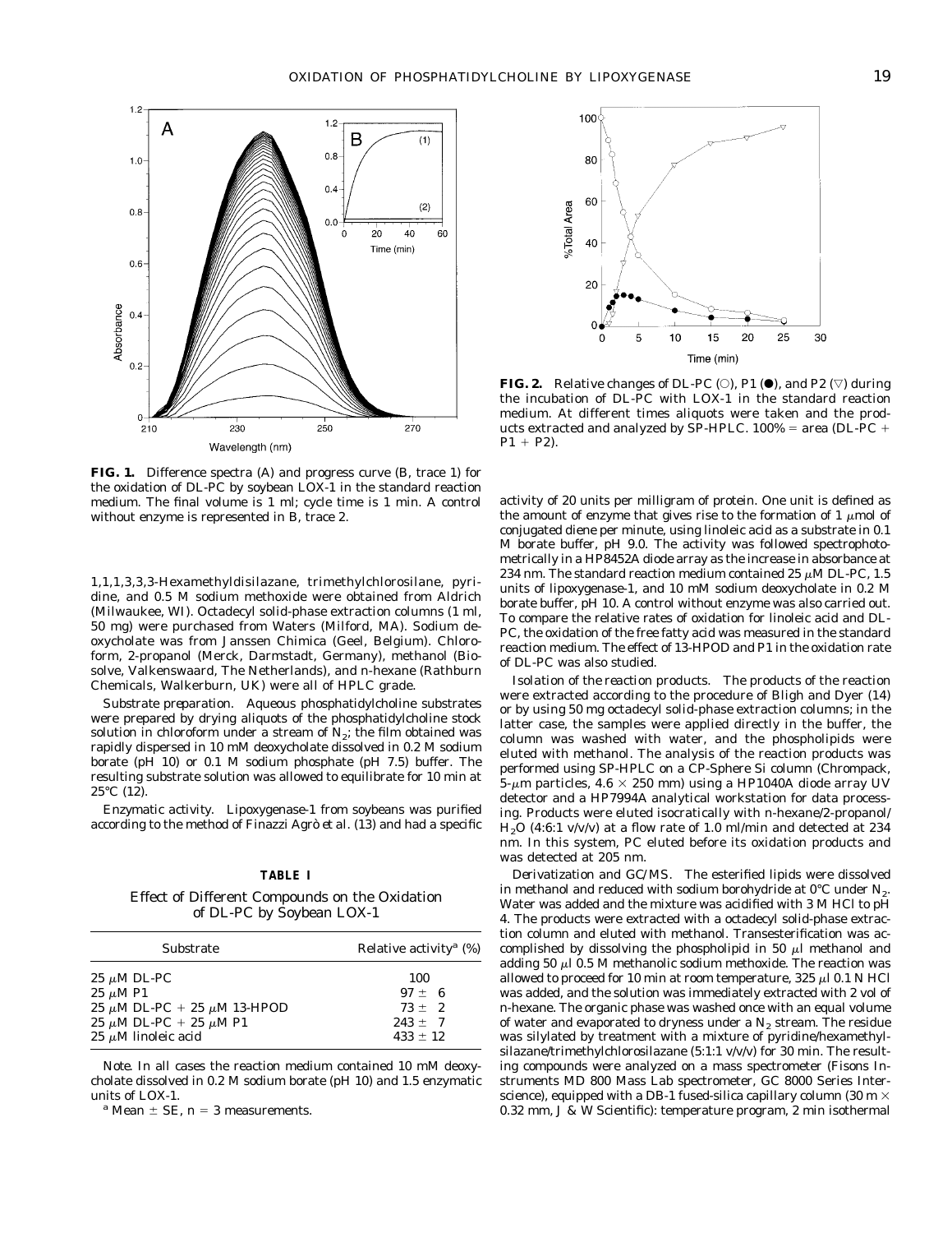**FIG. 1.** Difference spectra (A) and progress curve (B, trace 1) for the oxidation of DL-PC by soybean LOX-1 in the standard reaction medium. The final volume is 1 ml; cycle time is 1 min. A control without enzyme is represented in B, trace 2.

1,1,1,3,3,3-Hexamethyldisilazane, trimethylchlorosilane, pyridine, and 0.5 M sodium methoxide were obtained from Aldrich (Milwaukee, WI). Octadecyl solid-phase extraction columns (1 ml, 50 mg) were purchased from Waters (Milford, MA). Sodium deoxycholate was from Janssen Chimica (Geel, Belgium). Chloroform, 2-propanol (Merck, Darmstadt, Germany), methanol (Biosolve, Valkenswaard, The Netherlands), and n-hexane (Rathburn Chemicals, Walkerburn, UK) were all of HPLC grade.

*Substrate preparation.* Aqueous phosphatidylcholine substrates were prepared by drying aliquots of the phosphatidylcholine stock solution in chloroform under a stream of $N_2$; the film obtained was rapidly dispersed in 10 mM deoxycholate dissolved in 0.2 M sodium borate (pH 10) or 0.1 M sodium phosphate (pH 7.5) buffer. The resulting substrate solution was allowed to equilibrate for 10 min at 25°C (12).

*Enzymatic activity.* Lipoxygenase-1 from soybeans was purified according to the method of Finazzi Agrò *et al.* (13) and had a specific activity of 20 units per milligram of protein. One unit is defined as the amount of enzyme that gives rise to the formation of 1 μmol of conjugated diene per minute, using linoleic acid as a substrate in 0.1 M borate buffer, pH 9.0. The activity was followed spectrophotometrically in a HP8452A diode array as the increase in absorbance at 234 nm. The standard reaction medium contained 25 μM DL-PC, 1.5 units of lipoxygenase-1, and 10 mM sodium deoxycholate in 0.2 M borate buffer, pH 10. A control without enzyme was also carried out. To compare the relative rates of oxidation for linoleic acid and DL-PC, the oxidation of the free fatty acid was measured in the standard reaction medium. The effect of 13-HPOD and P1 in the oxidation rate of DL-PC was also studied.

**TABLE I**

Effect of Different Compounds on the Oxidation of DL-PC by Soybean LOX-1

| Substrate | Relative activity[a] (%) |
|---|---|
| 25 μM DL-PC | 100 |
| 25 μM P1 | 97 ± 6 |
| 25 μM DL-PC + 25 μM 13-HPOD | 73 ± 2 |
| 25 μM DL-PC + 25 μM P1 | 243 ± 7 |
| 25 μM linoleic acid | 433 ± 12 |

*Note.* In all cases the reaction medium contained 10 mM deoxycholate dissolved in 0.2 M sodium borate (pH 10) and 1.5 enzymatic units of LOX-1.

[a] Mean ± SE, n = 3 measurements.

**FIG. 2.** Relative changes of DL-PC (○), P1 (●), and P2 (▽) during the incubation of DL-PC with LOX-1 in the standard reaction medium. At different times aliquots were taken and the products extracted and analyzed by SP-HPLC. 100% = area (DL-PC + P1 + P2).

*Isolation of the reaction products.* The products of the reaction were extracted according to the procedure of Bligh and Dyer (14) or by using 50 mg octadecyl solid-phase extraction columns; in the latter case, the samples were applied directly in the buffer, the column was washed with water, and the phospholipids were eluted with methanol. The analysis of the reaction products was performed using SP-HPLC on a CP-Sphere Si column (Chrompack, 5-μm particles, 4.6 × 250 mm) using a HP1040A diode array UV detector and a HP7994A analytical workstation for data processing. Products were eluted isocratically with n-hexane/2-propanol/$H_2O$ (4:6:1 v/v/v) at a flow rate of 1.0 ml/min and detected at 234 nm. In this system, PC eluted before its oxidation products and was detected at 205 nm.

*Derivatization and GC/MS.* The esterified lipids were dissolved in methanol and reduced with sodium borohydride at 0°C under $N_2$. Water was added and the mixture was acidified with 3 M HCl to pH 4. The products were extracted with a octadecyl solid-phase extraction column and eluted with methanol. Transesterification was accomplished by dissolving the phospholipid in 50 μl methanol and adding 50 μl 0.5 M methanolic sodium methoxide. The reaction was allowed to proceed for 10 min at room temperature, 325 μl 0.1 N HCl was added, and the solution was immediately extracted with 2 vol of n-hexane. The organic phase was washed once with an equal volume of water and evaporated to dryness under a $N_2$ stream. The residue was silylated by treatment with a mixture of pyridine/hexamethylsilazane/trimethylchlorosilazane (5:1:1 v/v/v) for 30 min. The resulting compounds were analyzed on a mass spectrometer (Fisons Instruments MD 800 Mass Lab spectrometer, GC 8000 Series Interscience), equipped with a DB-1 fused-silica capillary column (30 m × 0.32 mm, J & W Scientific): temperature program, 2 min isothermal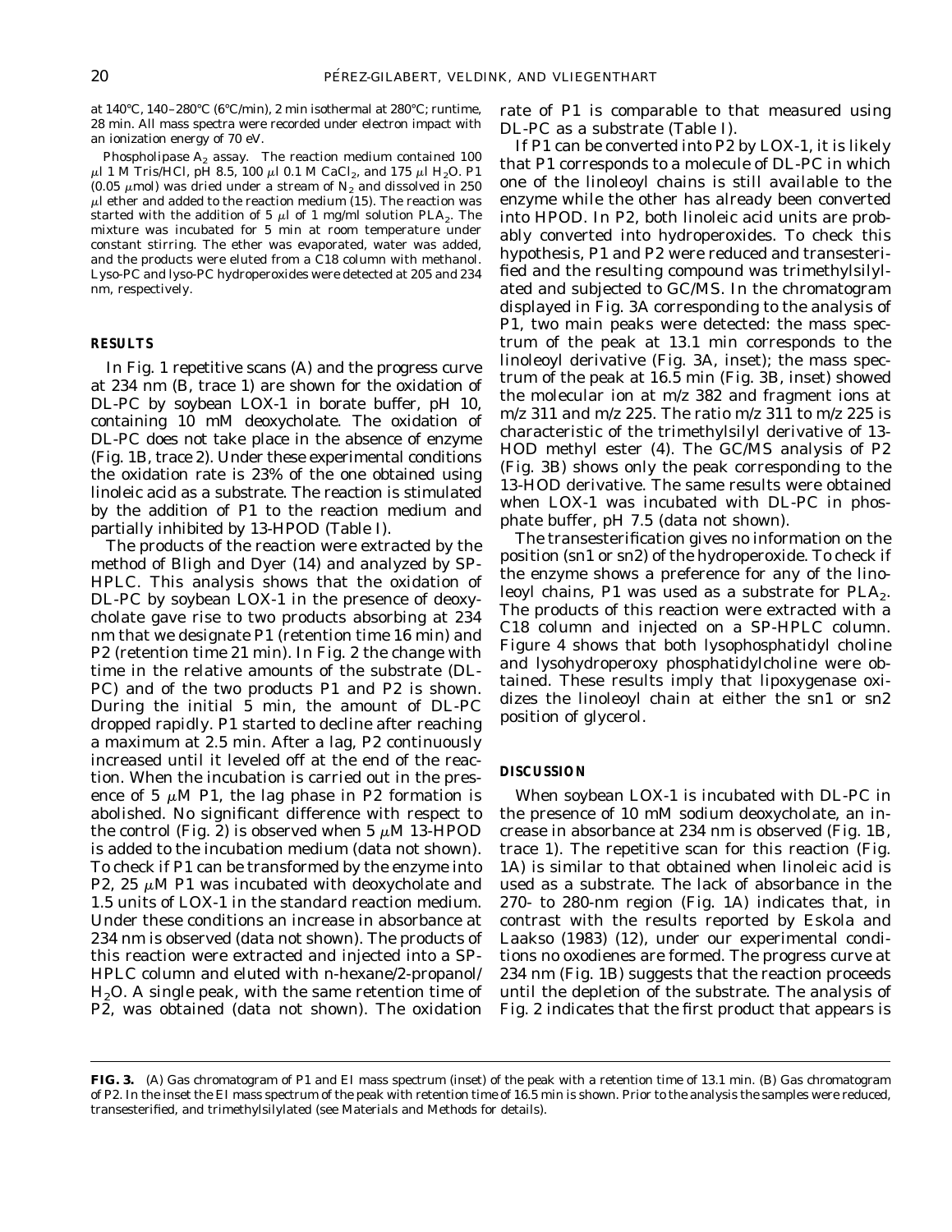at 140°C, 140–280°C (6°C/min), 2 min isothermal at 280°C; runtime, 28 min. All mass spectra were recorded under electron impact with an ionization energy of 70 eV.

*Phospholipase $A_2$ assay.* The reaction medium contained 100 $\mu$l 1 M Tris/HCl, pH 8.5, 100 $\mu$l 0.1 M $CaCl_2$, and 175 $\mu$l $H_2O$. P1 (0.05 $\mu$mol) was dried under a stream of $N_2$ and dissolved in 250 $\mu$l ether and added to the reaction medium (15). The reaction was started with the addition of 5 $\mu$l of 1 mg/ml solution $PLA_2$. The mixture was incubated for 5 min at room temperature under constant stirring. The ether was evaporated, water was added, and the products were eluted from a C18 column with methanol. Lyso-PC and lyso-PC hydroperoxides were detected at 205 and 234 nm, respectively.

## RESULTS

In Fig. 1 repetitive scans (A) and the progress curve at 234 nm (B, trace 1) are shown for the oxidation of DL-PC by soybean LOX-1 in borate buffer, pH 10, containing 10 mM deoxycholate. The oxidation of DL-PC does not take place in the absence of enzyme (Fig. 1B, trace 2). Under these experimental conditions the oxidation rate is 23% of the one obtained using linoleic acid as a substrate. The reaction is stimulated by the addition of P1 to the reaction medium and partially inhibited by 13-HPOD (Table I).

The products of the reaction were extracted by the method of Bligh and Dyer (14) and analyzed by SP-HPLC. This analysis shows that the oxidation of DL-PC by soybean LOX-1 in the presence of deoxycholate gave rise to two products absorbing at 234 nm that we designate P1 (retention time 16 min) and P2 (retention time 21 min). In Fig. 2 the change with time in the relative amounts of the substrate (DL-PC) and of the two products P1 and P2 is shown. During the initial 5 min, the amount of DL-PC dropped rapidly. P1 started to decline after reaching a maximum at 2.5 min. After a lag, P2 continuously increased until it leveled off at the end of the reaction. When the incubation is carried out in the presence of 5 $\mu$M P1, the lag phase in P2 formation is abolished. No significant difference with respect to the control (Fig. 2) is observed when 5 $\mu$M 13-HPOD is added to the incubation medium (data not shown). To check if P1 can be transformed by the enzyme into P2, 25 $\mu$M P1 was incubated with deoxycholate and 1.5 units of LOX-1 in the standard reaction medium. Under these conditions an increase in absorbance at 234 nm is observed (data not shown). The products of this reaction were extracted and injected into a SP-HPLC column and eluted with n-hexane/2-propanol/$H_2O$. A single peak, with the same retention time of P2, was obtained (data not shown). The oxidation rate of P1 is comparable to that measured using DL-PC as a substrate (Table I).

If P1 can be converted into P2 by LOX-1, it is likely that P1 corresponds to a molecule of DL-PC in which one of the linoleoyl chains is still available to the enzyme while the other has already been converted into HPOD. In P2, both linoleic acid units are probably converted into hydroperoxides. To check this hypothesis, P1 and P2 were reduced and transesterified and the resulting compound was trimethylsilylated and subjected to GC/MS. In the chromatogram displayed in Fig. 3A corresponding to the analysis of P1, two main peaks were detected: the mass spectrum of the peak at 13.1 min corresponds to the linoleoyl derivative (Fig. 3A, inset); the mass spectrum of the peak at 16.5 min (Fig. 3B, inset) showed the molecular ion at m/z 382 and fragment ions at m/z 311 and m/z 225. The ratio m/z 311 to m/z 225 is characteristic of the trimethylsilyl derivative of 13-HOD methyl ester (4). The GC/MS analysis of P2 (Fig. 3B) shows only the peak corresponding to the 13-HOD derivative. The same results were obtained when LOX-1 was incubated with DL-PC in phosphate buffer, pH 7.5 (data not shown).

The transesterification gives no information on the position (sn1 or sn2) of the hydroperoxide. To check if the enzyme shows a preference for any of the linoleoyl chains, P1 was used as a substrate for $PLA_2$. The products of this reaction were extracted with a C18 column and injected on a SP-HPLC column. Figure 4 shows that both lysophosphatidyl choline and lysohydroperoxy phosphatidylcholine were obtained. These results imply that lipoxygenase oxidizes the linoleoyl chain at either the sn1 or sn2 position of glycerol.

## DISCUSSION

When soybean LOX-1 is incubated with DL-PC in the presence of 10 mM sodium deoxycholate, an increase in absorbance at 234 nm is observed (Fig. 1B, trace 1). The repetitive scan for this reaction (Fig. 1A) is similar to that obtained when linoleic acid is used as a substrate. The lack of absorbance in the 270- to 280-nm region (Fig. 1A) indicates that, in contrast with the results reported by Eskola and Laakso (1983) (12), under our experimental conditions no oxodienes are formed. The progress curve at 234 nm (Fig. 1B) suggests that the reaction proceeds until the depletion of the substrate. The analysis of Fig. 2 indicates that the first product that appears is

**FIG. 3.** (A) Gas chromatogram of P1 and EI mass spectrum (inset) of the peak with a retention time of 13.1 min. (B) Gas chromatogram of P2. In the inset the EI mass spectrum of the peak with retention time of 16.5 min is shown. Prior to the analysis the samples were reduced, transesterified, and trimethylsilylated (see Materials and Methods for details).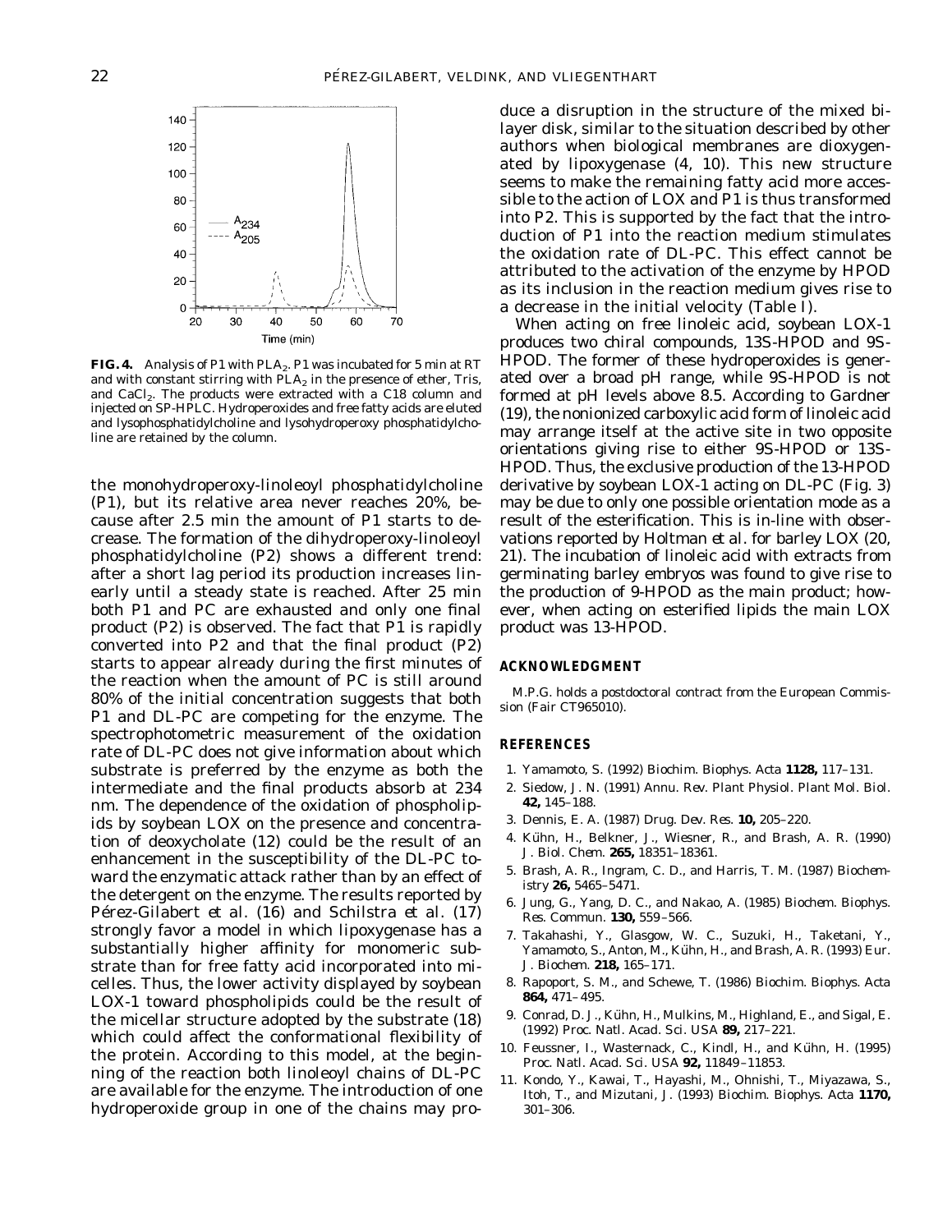**FIG. 4.** Analysis of P1 with $PLA_2$. P1 was incubated for 5 min at RT and with constant stirring with $PLA_2$ in the presence of ether, Tris, and $CaCl_2$. The products were extracted with a C18 column and injected on SP-HPLC. Hydroperoxides and free fatty acids are eluted and lysophosphatidylcholine and lysohydroperoxy phosphatidylcholine are retained by the column.

the monohydroperoxy-linoleoyl phosphatidylcholine (P1), but its relative area never reaches 20%, because after 2.5 min the amount of P1 starts to decrease. The formation of the dihydroperoxy-linoleoyl phosphatidylcholine (P2) shows a different trend: after a short lag period its production increases linearly until a steady state is reached. After 25 min both P1 and PC are exhausted and only one final product (P2) is observed. The fact that P1 is rapidly converted into P2 and that the final product (P2) starts to appear already during the first minutes of the reaction when the amount of PC is still around 80% of the initial concentration suggests that both P1 and DL-PC are competing for the enzyme. The spectrophotometric measurement of the oxidation rate of DL-PC does not give information about which substrate is preferred by the enzyme as both the intermediate and the final products absorb at 234 nm. The dependence of the oxidation of phospholipids by soybean LOX on the presence and concentration of deoxycholate (12) could be the result of an enhancement in the susceptibility of the DL-PC toward the enzymatic attack rather than by an effect of the detergent on the enzyme. The results reported by Pérez-Gilabert *et al.* (16) and Schilstra *et al.* (17) strongly favor a model in which lipoxygenase has a substantially higher affinity for monomeric substrate than for free fatty acid incorporated into micelles. Thus, the lower activity displayed by soybean LOX-1 toward phospholipids could be the result of the micellar structure adopted by the substrate (18) which could affect the conformational flexibility of the protein. According to this model, at the beginning of the reaction both linoleoyl chains of DL-PC are available for the enzyme. The introduction of one hydroperoxide group in one of the chains may produce a disruption in the structure of the mixed bilayer disk, similar to the situation described by other authors when biological membranes are dioxygenated by lipoxygenase (4, 10). This new structure seems to make the remaining fatty acid more accessible to the action of LOX and P1 is thus transformed into P2. This is supported by the fact that the introduction of P1 into the reaction medium stimulates the oxidation rate of DL-PC. This effect cannot be attributed to the activation of the enzyme by HPOD as its inclusion in the reaction medium gives rise to a decrease in the initial velocity (Table I).

When acting on free linoleic acid, soybean LOX-1 produces two chiral compounds, 13S-HPOD and 9S-HPOD. The former of these hydroperoxides is generated over a broad pH range, while 9S-HPOD is not formed at pH levels above 8.5. According to Gardner (19), the nonionized carboxylic acid form of linoleic acid may arrange itself at the active site in two opposite orientations giving rise to either 9S-HPOD or 13S-HPOD. Thus, the exclusive production of the 13-HPOD derivative by soybean LOX-1 acting on DL-PC (Fig. 3) may be due to only one possible orientation mode as a result of the esterification. This is in-line with observations reported by Holtman *et al.* for barley LOX (20, 21). The incubation of linoleic acid with extracts from germinating barley embryos was found to give rise to the production of 9-HPOD as the main product; however, when acting on esterified lipids the main LOX product was 13-HPOD.

## ACKNOWLEDGMENT

M.P.G. holds a postdoctoral contract from the European Commission (Fair CT965010).

## REFERENCES

1. Yamamoto, S. (1992) *Biochim. Biophys. Acta* **1128,** 117–131.
2. Siedow, J. N. (1991) *Annu. Rev. Plant Physiol. Plant Mol. Biol.* **42,** 145–188.
3. Dennis, E. A. (1987) *Drug. Dev. Res.* **10,** 205–220.
4. Kühn, H., Belkner, J., Wiesner, R., and Brash, A. R. (1990) *J. Biol. Chem.* **265,** 18351–18361.
5. Brash, A. R., Ingram, C. D., and Harris, T. M. (1987) *Biochemistry* **26,** 5465–5471.
6. Jung, G., Yang, D. C., and Nakao, A. (1985) *Biochem. Biophys. Res. Commun.* **130,** 559–566.
7. Takahashi, Y., Glasgow, W. C., Suzuki, H., Taketani, Y., Yamamoto, S., Anton, M., Kühn, H., and Brash, A. R. (1993) *Eur. J. Biochem.* **218,** 165–171.
8. Rapoport, S. M., and Schewe, T. (1986) *Biochim. Biophys. Acta* **864,** 471–495.
9. Conrad, D. J., Kühn, H., Mulkins, M., Highland, E., and Sigal, E. (1992) *Proc. Natl. Acad. Sci. USA* **89,** 217–221.
10. Feussner, I., Wasternack, C., Kindl, H., and Kühn, H. (1995) *Proc. Natl. Acad. Sci. USA* **92,** 11849–11853.
11. Kondo, Y., Kawai, T., Hayashi, M., Ohnishi, T., Miyazawa, S., Itoh, T., and Mizutani, J. (1993) *Biochim. Biophys. Acta* **1170,** 301–306.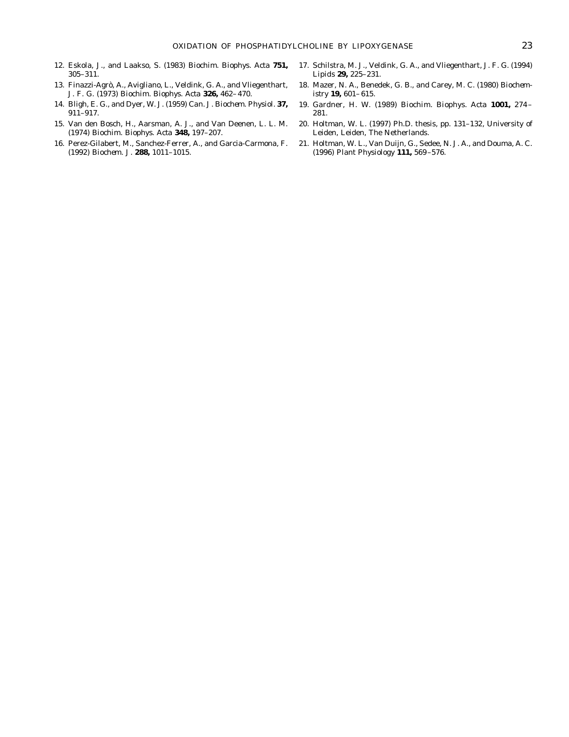12. Eskola, J., and Laakso, S. (1983) *Biochim. Biophys. Acta* **751,** 305–311.
13. Finazzi-Agrò, A., Avigliano, L., Veldink, G. A., and Vliegenthart, J. F. G. (1973) *Biochim. Biophys. Acta* **326,** 462–470.
14. Bligh, E. G., and Dyer, W. J. (1959) *Can. J. Biochem. Physiol.* **37,** 911–917.
15. Van den Bosch, H., Aarsman, A. J., and Van Deenen, L. L. M. (1974) *Biochim. Biophys. Acta* **348,** 197–207.
16. Perez-Gilabert, M., Sanchez-Ferrer, A., and Garcia-Carmona, F. (1992) *Biochem. J.* **288,** 1011–1015.
17. Schilstra, M. J., Veldink, G. A., and Vliegenthart, J. F. G. (1994) *Lipids* **29,** 225–231.
18. Mazer, N. A., Benedek, G. B., and Carey, M. C. (1980) *Biochemistry* **19,** 601–615.
19. Gardner, H. W. (1989) *Biochim. Biophys. Acta* **1001,** 274–281.
20. Holtman, W. L. (1997) Ph.D. thesis, pp. 131–132, University of Leiden, Leiden, The Netherlands.
21. Holtman, W. L., Van Duijn, G., Sedee, N. J. A., and Douma, A. C. (1996) *Plant Physiology* **111,** 569–576.